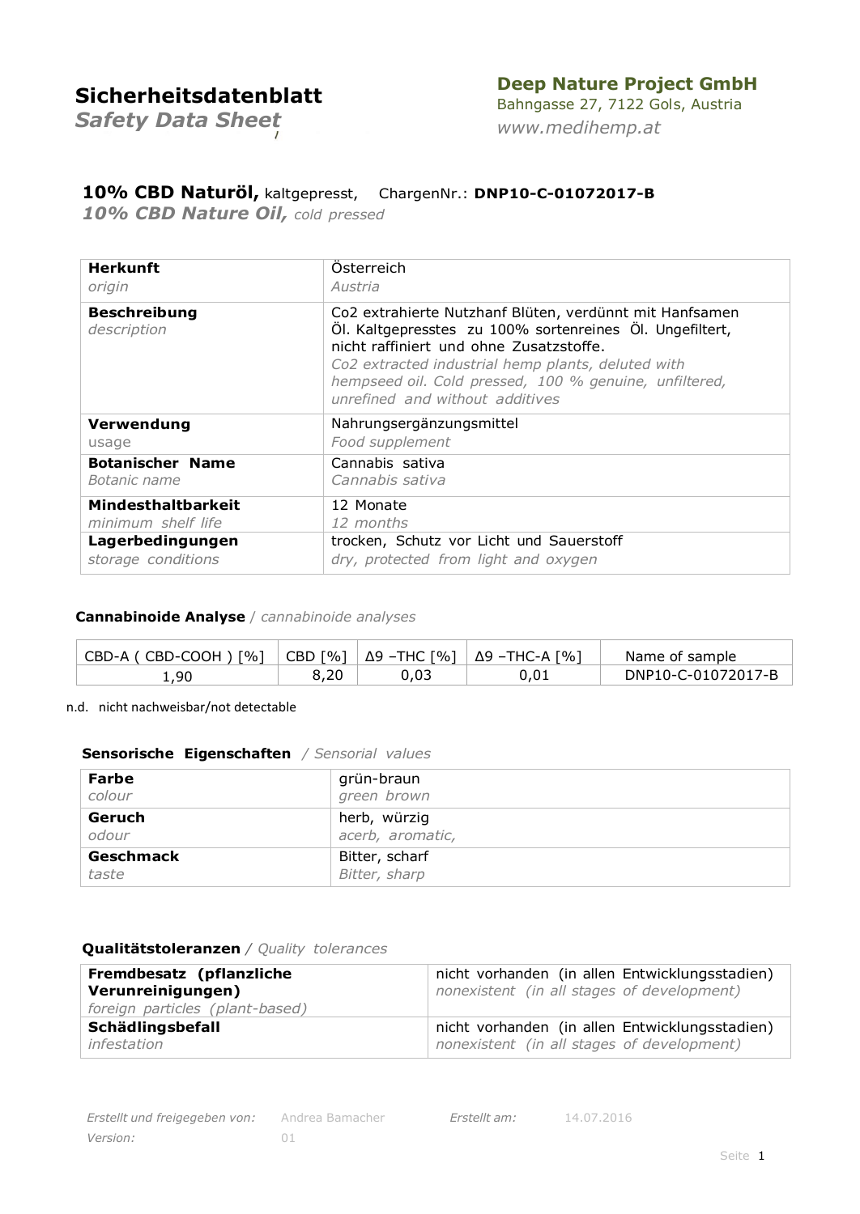# Sicherheitsdatenblatt
*Safety Data Sheet*

**Deep Nature Project GmbH**
Bahngasse 27, 7122 Gols, Austria
*www.medihemp.at*

## 10% CBD Naturöl, kaltgepresst, ChargenNr.: DNP10-C-01072017-B
*10% CBD Nature Oil, cold pressed*

| | |
|---|---|
| **Herkunft** *origin* | Österreich *Austria* |
| **Beschreibung** *description* | Co2 extrahierte Nutzhanf Blüten, verdünnt mit Hanfsamen Öl. Kaltgepresstes zu 100% sortenreines Öl. Ungefiltert, nicht raffiniert und ohne Zusatzstoffe. *Co2 extracted industrial hemp plants, deluted with hempseed oil. Cold pressed, 100 % genuine, unfiltered, unrefined and without additives* |
| **Verwendung** usage | Nahrungsergänzungsmittel *Food supplement* |
| **Botanischer Name** *Botanic name* | Cannabis sativa *Cannabis sativa* |
| **Mindesthaltbarkeit** *minimum shelf life* | 12 Monate *12 months* |
| **Lagerbedingungen** *storage conditions* | trocken, Schutz vor Licht und Sauerstoff *dry, protected from light and oxygen* |

### Cannabinoide Analyse / *cannabinoide analyses*

| CBD-A ( CBD-COOH ) [%] | CBD [%] | Δ9 –THC [%] | Δ9 –THC-A [%] | Name of sample |
|---|---|---|---|---|
| 1,90 | 8,20 | 0,03 | 0,01 | DNP10-C-01072017-B |

n.d. nicht nachweisbar/not detectable

### Sensorische Eigenschaften / *Sensorial values*

| | |
|---|---|
| **Farbe** *colour* | grün-braun *green brown* |
| **Geruch** *odour* | herb, würzig *acerb, aromatic,* |
| **Geschmack** *taste* | Bitter, scharf *Bitter, sharp* |

### Qualitätstoleranzen / *Quality tolerances*

| | |
|---|---|
| **Fremdbesatz (pflanzliche Verunreinigungen)** *foreign particles (plant-based)* | nicht vorhanden (in allen Entwicklungsstadien) *nonexistent (in all stages of development)* |
| **Schädlingsbefall** *infestation* | nicht vorhanden (in allen Entwicklungsstadien) *nonexistent (in all stages of development)* |

*Erstellt und freigegeben von:* Andrea Bamacher *Erstellt am:* 14.07.2016
*Version:* 01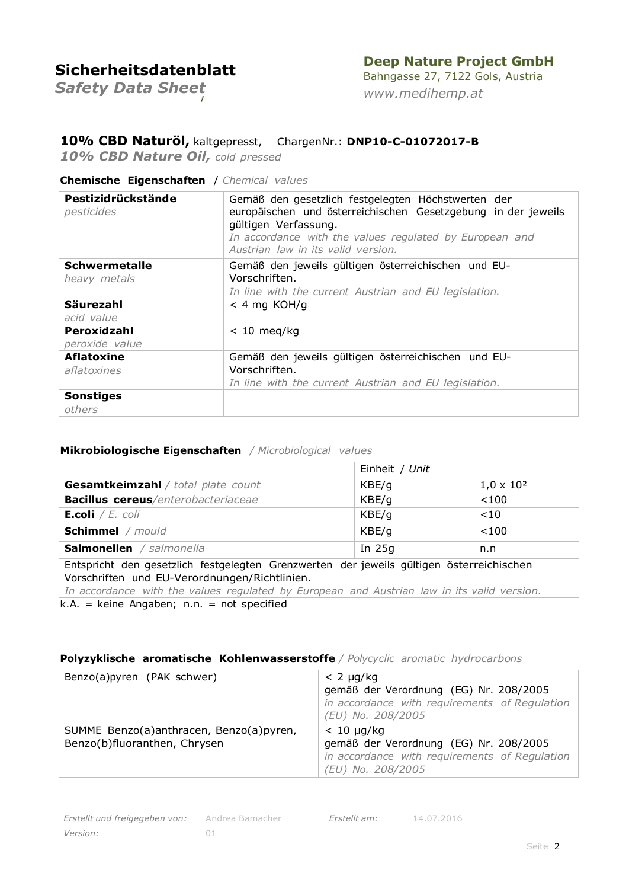# Sicherheitsdatenblatt

*Safety Data Sheet*

**Deep Nature Project GmbH**
Bahngasse 27, 7122 Gols, Austria
*www.medihemp.at*

**10% CBD Naturöl,** kaltgepresst, ChargenNr.: **DNP10-C-01072017-B**

***10% CBD Nature Oil,*** *cold pressed*

**Chemische Eigenschaften** / *Chemical values*

| | |
|---|---|
| **Pestizidrückstände** *pesticides* | Gemäß den gesetzlich festgelegten Höchstwerten der europäischen und österreichischen Gesetzgebung in der jeweils gültigen Verfassung. *In accordance with the values regulated by European and Austrian law in its valid version.* |
| **Schwermetalle** *heavy metals* | Gemäß den jeweils gültigen österreichischen und EU-Vorschriften. *In line with the current Austrian and EU legislation.* |
| **Säurezahl** *acid value* | < 4 mg KOH/g |
| **Peroxidzahl** *peroxide value* | < 10 meq/kg |
| **Aflatoxine** *aflatoxines* | Gemäß den jeweils gültigen österreichischen und EU-Vorschriften. *In line with the current Austrian and EU legislation.* |
| **Sonstiges** *others* | |

**Mikrobiologische Eigenschaften** / *Microbiological values*

| | Einheit / *Unit* | |
|---|---|---|
| **Gesamtkeimzahl** / *total plate count* | KBE/g | $1{,}0 \times 10^2$ |
| **Bacillus cereus**/*enterobacteriaceae* | KBE/g | <100 |
| **E.coli** / *E. coli* | KBE/g | <10 |
| **Schimmel** / *mould* | KBE/g | <100 |
| **Salmonellen** / *salmonella* | In 25g | n.n |
| Entspricht den gesetzlich festgelegten Grenzwerten der jeweils gültigen österreichischen Vorschriften und EU-Verordnungen/Richtlinien. *In accordance with the values regulated by European and Austrian law in its valid version.* | | |

k.A. = keine Angaben; n.n. = not specified

**Polyzyklische aromatische Kohlenwasserstoffe** / *Polycyclic aromatic hydrocarbons*

| | |
|---|---|
| Benzo(a)pyren (PAK schwer) | < 2 µg/kg gemäß der Verordnung (EG) Nr. 208/2005 *in accordance with requirements of Regulation (EU) No. 208/2005* |
| SUMME Benzo(a)anthracen, Benzo(a)pyren, Benzo(b)fluoranthen, Chrysen | < 10 µg/kg gemäß der Verordnung (EG) Nr. 208/2005 *in accordance with requirements of Regulation (EU) No. 208/2005* |

*Erstellt und freigegeben von:* Andrea Bamacher *Erstellt am:* 14.07.2016
*Version:* 01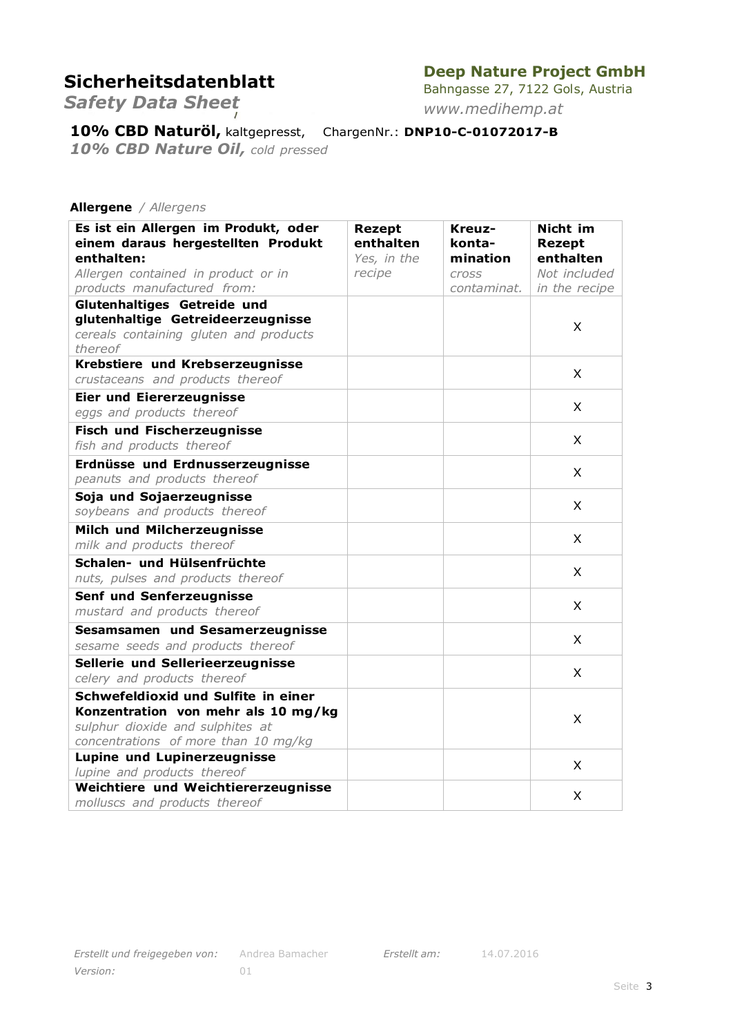# Sicherheitsdatenblatt

*Safety Data Sheet*

**Deep Nature Project GmbH**
Bahngasse 27, 7122 Gols, Austria
*www.medihemp.at*

**10% CBD Naturöl,** kaltgepresst, ChargenNr.: **DNP10-C-01072017-B**
***10% CBD Nature Oil,*** *cold pressed*

**Allergene** / *Allergens*

| **Es ist ein Allergen im Produkt, oder einem daraus hergestellten Produkt enthalten:** *Allergen contained in product or in products manufactured from:* | **Rezept enthalten** *Yes, in the recipe* | **Kreuz-konta-mination** *cross contaminat.* | **Nicht im Rezept enthalten** *Not included in the recipe* |
|---|---|---|---|
| **Glutenhaltiges Getreide und glutenhaltige Getreideerzeugnisse** *cereals containing gluten and products thereof* | | | X |
| **Krebstiere und Krebserzeugnisse** *crustaceans and products thereof* | | | X |
| **Eier und Eiererzeugnisse** *eggs and products thereof* | | | X |
| **Fisch und Fischerzeugnisse** *fish and products thereof* | | | X |
| **Erdnüsse und Erdnusserzeugnisse** *peanuts and products thereof* | | | X |
| **Soja und Sojaerzeugnisse** *soybeans and products thereof* | | | X |
| **Milch und Milcherzeugnisse** *milk and products thereof* | | | X |
| **Schalen- und Hülsenfrüchte** *nuts, pulses and products thereof* | | | X |
| **Senf und Senferzeugnisse** *mustard and products thereof* | | | X |
| **Sesamsamen und Sesamerzeugnisse** *sesame seeds and products thereof* | | | X |
| **Sellerie und Sellerieerzeugnisse** *celery and products thereof* | | | X |
| **Schwefeldioxid und Sulfite in einer Konzentration von mehr als 10 mg/kg** *sulphur dioxide and sulphites at concentrations of more than 10 mg/kg* | | | X |
| **Lupine und Lupinerzeugnisse** *lupine and products thereof* | | | X |
| **Weichtiere und Weichtiererzeugnisse** *molluscs and products thereof* | | | X |

*Erstellt und freigegeben von:* Andrea Bamacher *Erstellt am:* 14.07.2016
*Version:* 01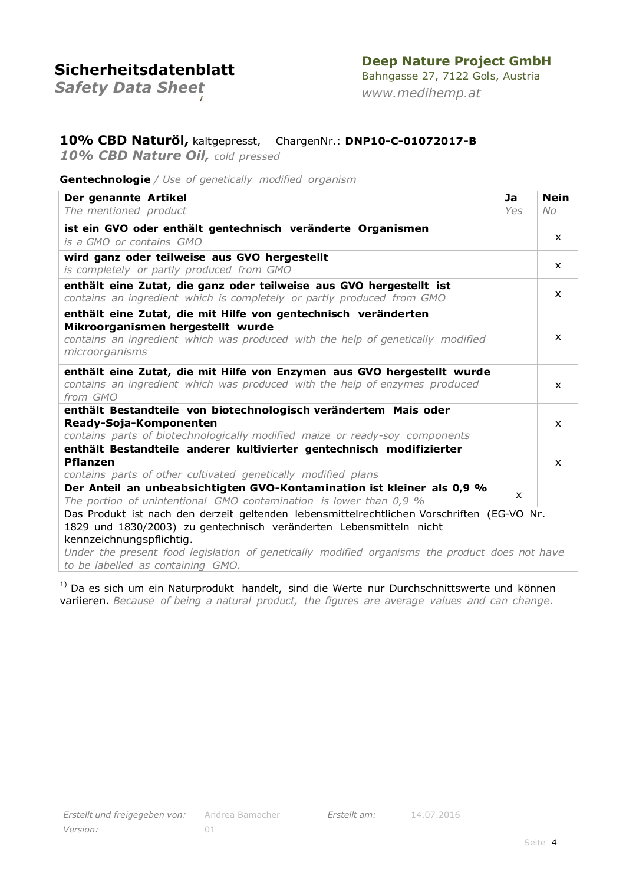# Sicherheitsdatenblatt

*Safety Data Sheet*

**Deep Nature Project GmbH**
Bahngasse 27, 7122 Gols, Austria
*www.medihemp.at*

**10% CBD Naturöl,** kaltgepresst, ChargenNr.: **DNP10-C-01072017-B**
***10% CBD Nature Oil,*** *cold pressed*

**Gentechnologie** */ Use of genetically modified organism*

| **Der genannte Artikel** *The mentioned product* | **Ja** *Yes* | **Nein** *No* |
|---|---|---|
| **ist ein GVO oder enthält gentechnisch veränderte Organismen** *is a GMO or contains GMO* | | x |
| **wird ganz oder teilweise aus GVO hergestellt** *is completely or partly produced from GMO* | | x |
| **enthält eine Zutat, die ganz oder teilweise aus GVO hergestellt ist** *contains an ingredient which is completely or partly produced from GMO* | | x |
| **enthält eine Zutat, die mit Hilfe von gentechnisch veränderten Mikroorganismen hergestellt wurde** *contains an ingredient which was produced with the help of genetically modified microorganisms* | | x |
| **enthält eine Zutat, die mit Hilfe von Enzymen aus GVO hergestellt wurde** *contains an ingredient which was produced with the help of enzymes produced from GMO* | | x |
| **enthält Bestandteile von biotechnologisch verändertem Mais oder Ready-Soja-Komponenten** *contains parts of biotechnologically modified maize or ready-soy components* | | x |
| **enthält Bestandteile anderer kultivierter gentechnisch modifizierter Pflanzen** *contains parts of other cultivated genetically modified plans* | | x |
| **Der Anteil an unbeabsichtigten GVO-Kontamination ist kleiner als 0,9 %** *The portion of unintentional GMO contamination is lower than 0,9 %* | x | |
| Das Produkt ist nach den derzeit geltenden lebensmittelrechtlichen Vorschriften (EG-VO Nr. 1829 und 1830/2003) zu gentechnisch veränderten Lebensmitteln nicht kennzeichnungspflichtig. *Under the present food legislation of genetically modified organisms the product does not have to be labelled as containing GMO.* | | |

[1] Da es sich um ein Naturprodukt handelt, sind die Werte nur Durchschnittswerte und können variieren. *Because of being a natural product, the figures are average values and can change.*

*Erstellt und freigegeben von:* Andrea Bamacher *Erstellt am:* 14.07.2016
*Version:* 01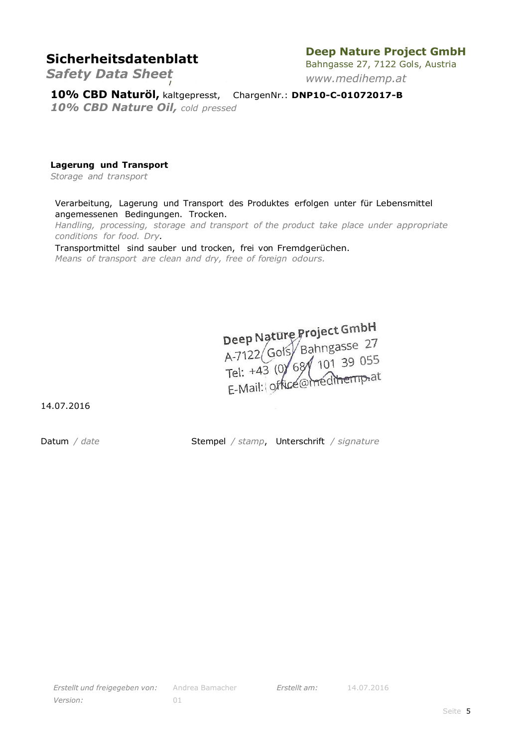**Sicherheitsdatenblatt**
*Safety Data Sheet*

**Deep Nature Project GmbH**
Bahngasse 27, 7122 Gols, Austria
*www.medihemp.at*

**10% CBD Naturöl,** kaltgepresst, ChargenNr.: **DNP10-C-01072017-B**
***10% CBD Nature Oil,*** *cold pressed*

**Lagerung und Transport**
*Storage and transport*

Verarbeitung, Lagerung und Transport des Produktes erfolgen unter für Lebensmittel angemessenen Bedingungen. Trocken.
*Handling, processing, storage and transport of the product take place under appropriate conditions for food. Dry.*

Transportmittel sind sauber und trocken, frei von Fremdgerüchen.
*Means of transport are clean and dry, free of foreign odours.*

Deep Nature Project GmbH
A-7122 Gols, Bahngasse 27
Tel: +43 (0) 681 101 39 055
E-Mail: office@medihemp.at

14.07.2016

Datum / *date* Stempel / *stamp*, Unterschrift / *signature*

*Erstellt und freigegeben von:* Andrea Bamacher *Erstellt am:* 14.07.2016
*Version:* 01